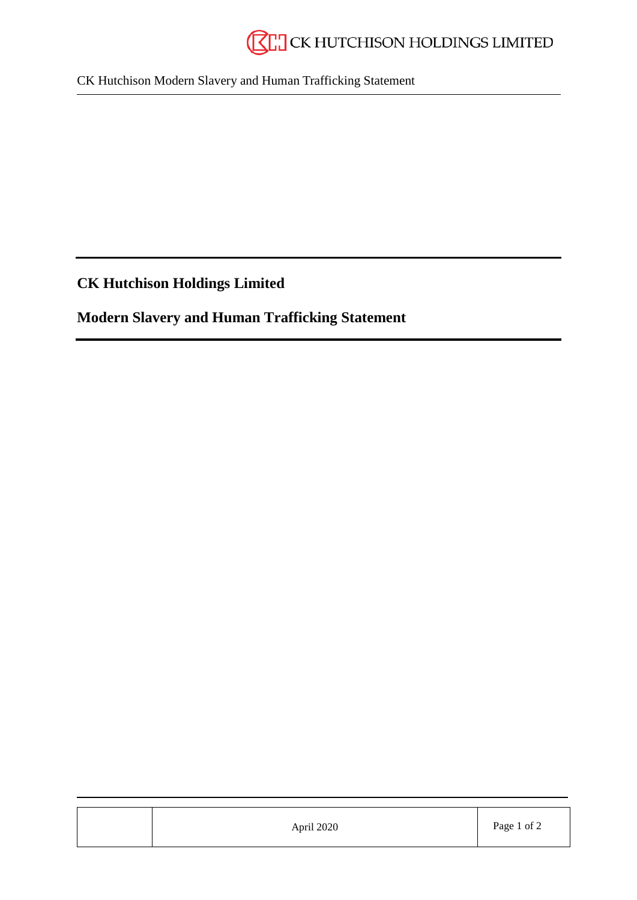# CK Hutchison Holdings Limited

## Modern Slavery and Human Trafficking Statement

April 2020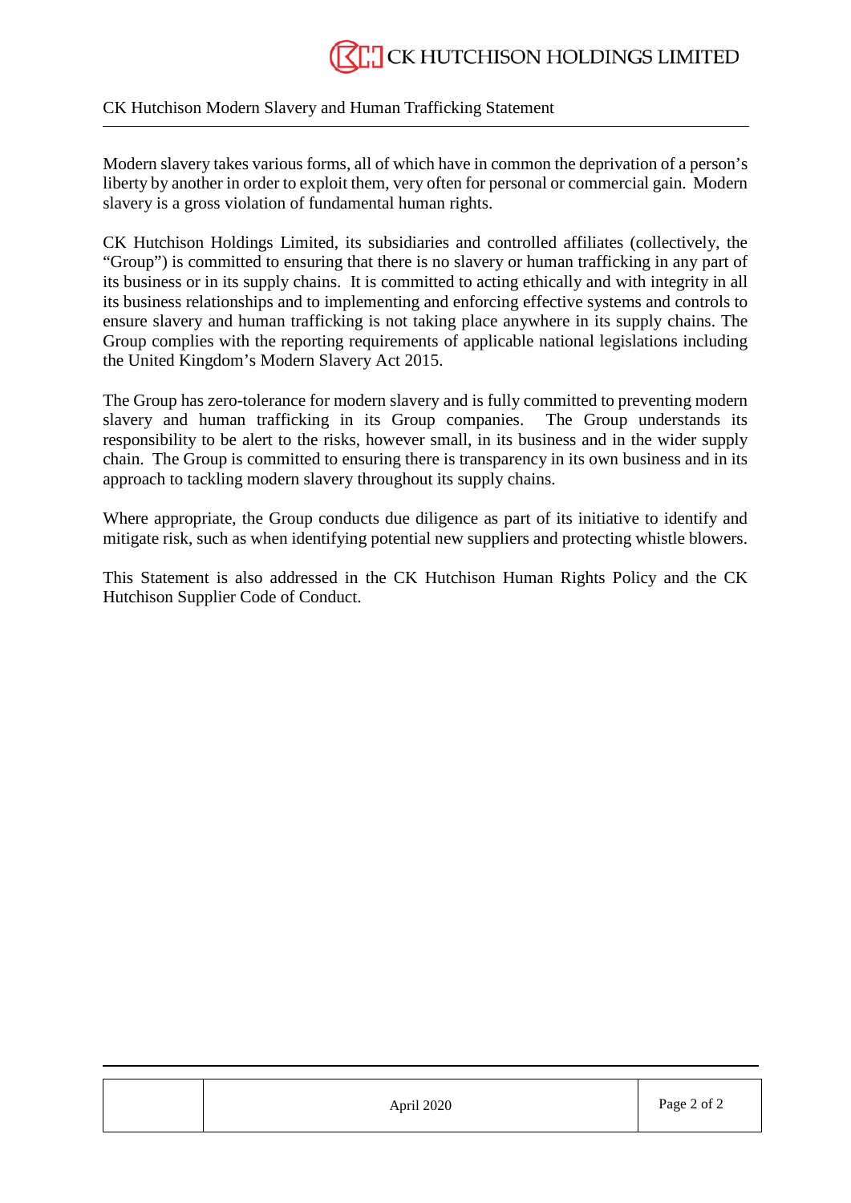Modern slavery takes various forms, all of which have in common the deprivation of a person's liberty by another in order to exploit them, very often for personal or commercial gain. Modern slavery is a gross violation of fundamental human rights.

CK Hutchison Holdings Limited, its subsidiaries and controlled affiliates (collectively, the "Group") is committed to ensuring that there is no slavery or human trafficking in any part of its business or in its supply chains. It is committed to acting ethically and with integrity in all its business relationships and to implementing and enforcing effective systems and controls to ensure slavery and human trafficking is not taking place anywhere in its supply chains. The Group complies with the reporting requirements of applicable national legislations including the United Kingdom's Modern Slavery Act 2015.

The Group has zero-tolerance for modern slavery and is fully committed to preventing modern slavery and human trafficking in its Group companies. The Group understands its responsibility to be alert to the risks, however small, in its business and in the wider supply chain. The Group is committed to ensuring there is transparency in its own business and in its approach to tackling modern slavery throughout its supply chains.

Where appropriate, the Group conducts due diligence as part of its initiative to identify and mitigate risk, such as when identifying potential new suppliers and protecting whistle blowers.

This Statement is also addressed in the CK Hutchison Human Rights Policy and the CK Hutchison Supplier Code of Conduct.

April 2020